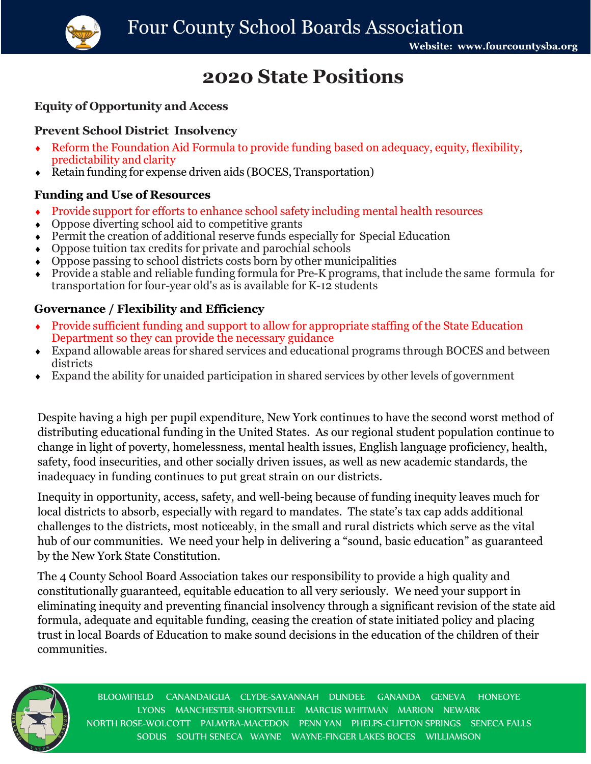# Four County School Boards Association

**Website: www.fourcountysba.org**

## 2020 State Positions

### Equity of Opportunity and Access

### Prevent School District Insolvency

- Reform the Foundation Aid Formula to provide funding based on adequacy, equity, flexibility, predictability and clarity
- Retain funding for expense driven aids (BOCES, Transportation)

### Funding and Use of Resources

- Provide support for efforts to enhance school safety including mental health resources
- Oppose diverting school aid to competitive grants
- Permit the creation of additional reserve funds especially for Special Education
- Oppose tuition tax credits for private and parochial schools
- Oppose passing to school districts costs born by other municipalities
- Provide a stable and reliable funding formula for Pre-K programs, that include the same formula for transportation for four-year old's as is available for K-12 students

### Governance / Flexibility and Efficiency

- Provide sufficient funding and support to allow for appropriate staffing of the State Education Department so they can provide the necessary guidance
- Expand allowable areas for shared services and educational programs through BOCES and between districts
- Expand the ability for unaided participation in shared services by other levels of government

Despite having a high per pupil expenditure, New York continues to have the second worst method of distributing educational funding in the United States. As our regional student population continue to change in light of poverty, homelessness, mental health issues, English language proficiency, health, safety, food insecurities, and other socially driven issues, as well as new academic standards, the inadequacy in funding continues to put great strain on our districts.

Inequity in opportunity, access, safety, and well-being because of funding inequity leaves much for local districts to absorb, especially with regard to mandates. The state's tax cap adds additional challenges to the districts, most noticeably, in the small and rural districts which serve as the vital hub of our communities. We need your help in delivering a "sound, basic education" as guaranteed by the New York State Constitution.

The 4 County School Board Association takes our responsibility to provide a high quality and constitutionally guaranteed, equitable education to all very seriously. We need your support in eliminating inequity and preventing financial insolvency through a significant revision of the state aid formula, adequate and equitable funding, ceasing the creation of state initiated policy and placing trust in local Boards of Education to make sound decisions in the education of the children of their communities.

BLOOMFIELD CANANDAIGUA CLYDE-SAVANNAH DUNDEE GANANDA GENEVA HONEOYE LYONS MANCHESTER-SHORTSVILLE MARCUS WHITMAN MARION NEWARK NORTH ROSE-WOLCOTT PALMYRA-MACEDON PENN YAN PHELPS-CLIFTON SPRINGS SENECA FALLS SODUS SOUTH SENECA WAYNE WAYNE-FINGER LAKES BOCES WILLIAMSON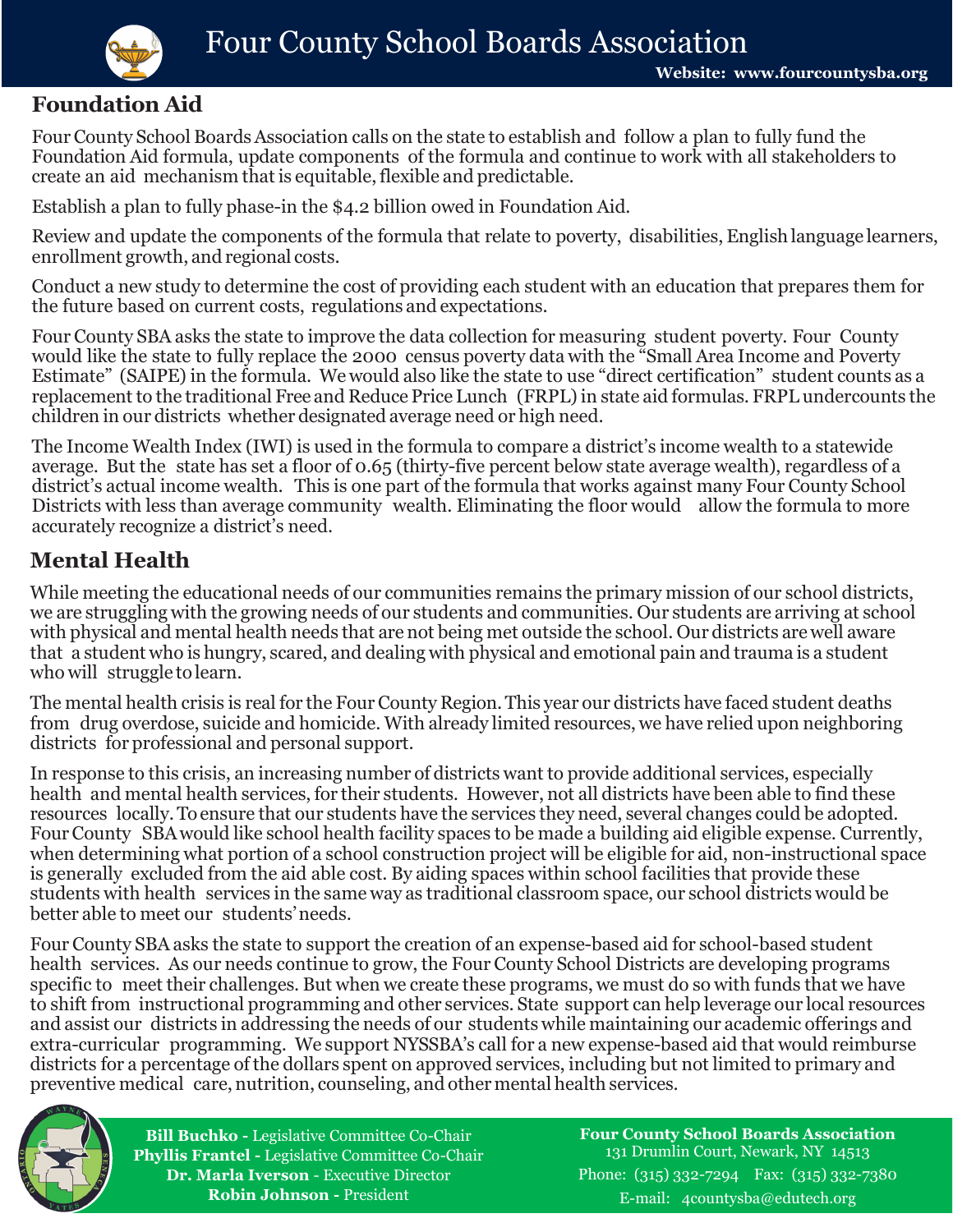# Four County School Boards Association

**Website: www.fourcountysba.org**

## Foundation Aid

Four County School Boards Association calls on the state to establish and follow a plan to fully fund the Foundation Aid formula, update components of the formula and continue to work with all stakeholders to create an aid mechanism that is equitable, flexible and predictable.

Establish a plan to fully phase-in the $4.2 billion owed in Foundation Aid.

Review and update the components of the formula that relate to poverty, disabilities, English language learners, enrollment growth, and regional costs.

Conduct a new study to determine the cost of providing each student with an education that prepares them for the future based on current costs, regulations and expectations.

Four County SBA asks the state to improve the data collection for measuring student poverty. Four County would like the state to fully replace the 2000 census poverty data with the "Small Area Income and Poverty Estimate" (SAIPE) in the formula. We would also like the state to use "direct certification" student counts as a replacement to the traditional Free and Reduce Price Lunch (FRPL) in state aid formulas. FRPL undercounts the children in our districts whether designated average need or high need.

The Income Wealth Index (IWI) is used in the formula to compare a district's income wealth to a statewide average. But the state has set a floor of 0.65 (thirty-five percent below state average wealth), regardless of a district's actual income wealth. This is one part of the formula that works against many Four County School Districts with less than average community wealth. Eliminating the floor would allow the formula to more accurately recognize a district's need.

## Mental Health

While meeting the educational needs of our communities remains the primary mission of our school districts, we are struggling with the growing needs of our students and communities. Our students are arriving at school with physical and mental health needs that are not being met outside the school. Our districts are well aware that a student who is hungry, scared, and dealing with physical and emotional pain and trauma is a student who will struggle to learn.

The mental health crisis is real for the Four County Region. This year our districts have faced student deaths from drug overdose, suicide and homicide. With already limited resources, we have relied upon neighboring districts for professional and personal support.

In response to this crisis, an increasing number of districts want to provide additional services, especially health and mental health services, for their students. However, not all districts have been able to find these resources locally. To ensure that our students have the services they need, several changes could be adopted. Four County SBA would like school health facility spaces to be made a building aid eligible expense. Currently, when determining what portion of a school construction project will be eligible for aid, non-instructional space is generally excluded from the aid able cost. By aiding spaces within school facilities that provide these students with health services in the same way as traditional classroom space, our school districts would be better able to meet our students' needs.

Four County SBA asks the state to support the creation of an expense-based aid for school-based student health services. As our needs continue to grow, the Four County School Districts are developing programs specific to meet their challenges. But when we create these programs, we must do so with funds that we have to shift from instructional programming and other services. State support can help leverage our local resources and assist our districts in addressing the needs of our students while maintaining our academic offerings and extra-curricular programming. We support NYSSBA's call for a new expense-based aid that would reimburse districts for a percentage of the dollars spent on approved services, including but not limited to primary and preventive medical care, nutrition, counseling, and other mental health services.

**Bill Buchko** - Legislative Committee Co-Chair
**Phyllis Frantel** - Legislative Committee Co-Chair
**Dr. Marla Iverson** - Executive Director
**Robin Johnson** - President

**Four County School Boards Association**
131 Drumlin Court, Newark, NY 14513
Phone: (315) 332-7294 Fax: (315) 332-7380
E-mail: 4countysba@edutech.org